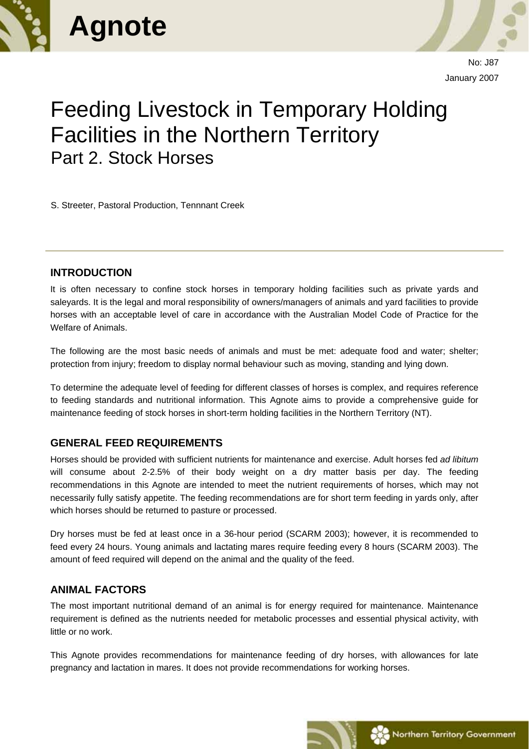# Agnote

No: J87

January 2007

# Feeding Livestock in Temporary Holding Facilities in the Northern Territory
## Part 2. Stock Horses

S. Streeter, Pastoral Production, Tennnant Creek

---

### INTRODUCTION

It is often necessary to confine stock horses in temporary holding facilities such as private yards and saleyards. It is the legal and moral responsibility of owners/managers of animals and yard facilities to provide horses with an acceptable level of care in accordance with the Australian Model Code of Practice for the Welfare of Animals.

The following are the most basic needs of animals and must be met: adequate food and water; shelter; protection from injury; freedom to display normal behaviour such as moving, standing and lying down.

To determine the adequate level of feeding for different classes of horses is complex, and requires reference to feeding standards and nutritional information. This Agnote aims to provide a comprehensive guide for maintenance feeding of stock horses in short-term holding facilities in the Northern Territory (NT).

### GENERAL FEED REQUIREMENTS

Horses should be provided with sufficient nutrients for maintenance and exercise. Adult horses fed *ad libitum* will consume about 2-2.5% of their body weight on a dry matter basis per day. The feeding recommendations in this Agnote are intended to meet the nutrient requirements of horses, which may not necessarily fully satisfy appetite. The feeding recommendations are for short term feeding in yards only, after which horses should be returned to pasture or processed.

Dry horses must be fed at least once in a 36-hour period (SCARM 2003); however, it is recommended to feed every 24 hours. Young animals and lactating mares require feeding every 8 hours (SCARM 2003). The amount of feed required will depend on the animal and the quality of the feed.

### ANIMAL FACTORS

The most important nutritional demand of an animal is for energy required for maintenance. Maintenance requirement is defined as the nutrients needed for metabolic processes and essential physical activity, with little or no work.

This Agnote provides recommendations for maintenance feeding of dry horses, with allowances for late pregnancy and lactation in mares. It does not provide recommendations for working horses.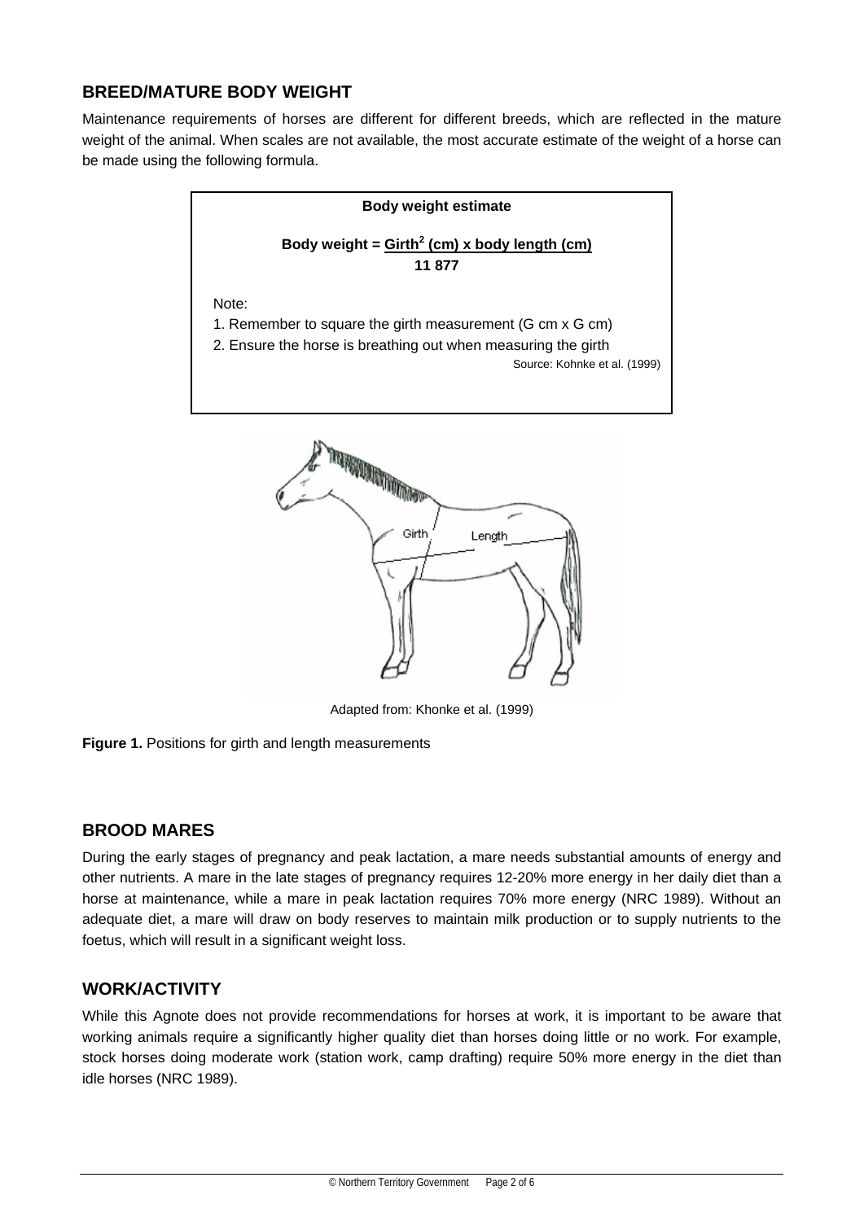## BREED/MATURE BODY WEIGHT

Maintenance requirements of horses are different for different breeds, which are reflected in the mature weight of the animal. When scales are not available, the most accurate estimate of the weight of a horse can be made using the following formula.

**Body weight estimate**

$$\text{Body weight} = \frac{\text{Girth}^2 \text{ (cm)} \times \text{body length (cm)}}{11\,877}$$

Note:

1. Remember to square the girth measurement (G cm x G cm)
2. Ensure the horse is breathing out when measuring the girth

Source: Kohnke et al. (1999)

Adapted from: Khonke et al. (1999)

**Figure 1.** Positions for girth and length measurements

## BROOD MARES

During the early stages of pregnancy and peak lactation, a mare needs substantial amounts of energy and other nutrients. A mare in the late stages of pregnancy requires 12-20% more energy in her daily diet than a horse at maintenance, while a mare in peak lactation requires 70% more energy (NRC 1989). Without an adequate diet, a mare will draw on body reserves to maintain milk production or to supply nutrients to the foetus, which will result in a significant weight loss.

## WORK/ACTIVITY

While this Agnote does not provide recommendations for horses at work, it is important to be aware that working animals require a significantly higher quality diet than horses doing little or no work. For example, stock horses doing moderate work (station work, camp drafting) require 50% more energy in the diet than idle horses (NRC 1989).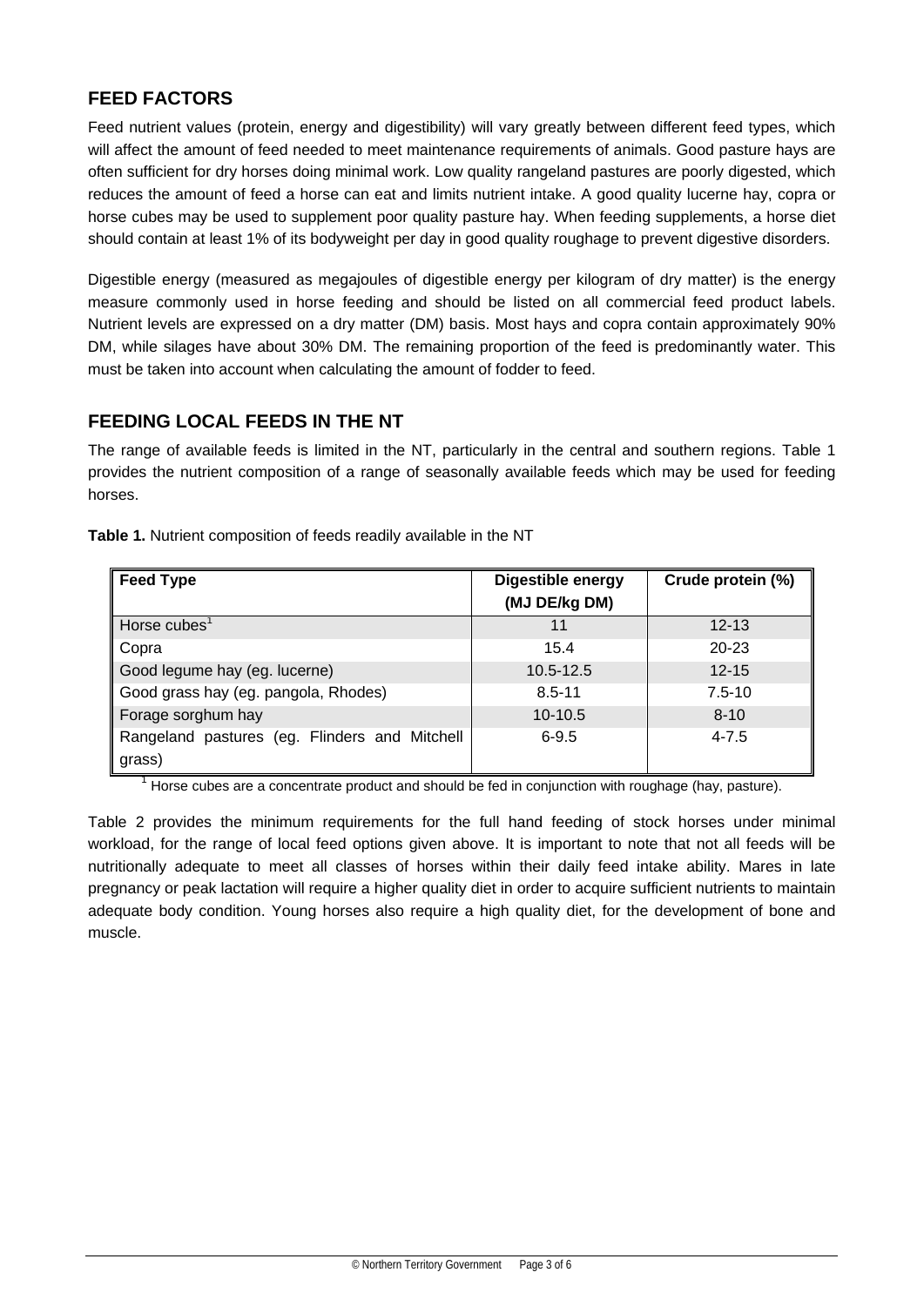## FEED FACTORS

Feed nutrient values (protein, energy and digestibility) will vary greatly between different feed types, which will affect the amount of feed needed to meet maintenance requirements of animals. Good pasture hays are often sufficient for dry horses doing minimal work. Low quality rangeland pastures are poorly digested, which reduces the amount of feed a horse can eat and limits nutrient intake. A good quality lucerne hay, copra or horse cubes may be used to supplement poor quality pasture hay. When feeding supplements, a horse diet should contain at least 1% of its bodyweight per day in good quality roughage to prevent digestive disorders.

Digestible energy (measured as megajoules of digestible energy per kilogram of dry matter) is the energy measure commonly used in horse feeding and should be listed on all commercial feed product labels. Nutrient levels are expressed on a dry matter (DM) basis. Most hays and copra contain approximately 90% DM, while silages have about 30% DM. The remaining proportion of the feed is predominantly water. This must be taken into account when calculating the amount of fodder to feed.

## FEEDING LOCAL FEEDS IN THE NT

The range of available feeds is limited in the NT, particularly in the central and southern regions. Table 1 provides the nutrient composition of a range of seasonally available feeds which may be used for feeding horses.

**Table 1.** Nutrient composition of feeds readily available in the NT

| Feed Type | Digestible energy (MJ DE/kg DM) | Crude protein (%) |
|---|---|---|
| Horse cubes[1] | 11 | 12-13 |
| Copra | 15.4 | 20-23 |
| Good legume hay (eg. lucerne) | 10.5-12.5 | 12-15 |
| Good grass hay (eg. pangola, Rhodes) | 8.5-11 | 7.5-10 |
| Forage sorghum hay | 10-10.5 | 8-10 |
| Rangeland pastures (eg. Flinders and Mitchell grass) | 6-9.5 | 4-7.5 |

[1] Horse cubes are a concentrate product and should be fed in conjunction with roughage (hay, pasture).

Table 2 provides the minimum requirements for the full hand feeding of stock horses under minimal workload, for the range of local feed options given above. It is important to note that not all feeds will be nutritionally adequate to meet all classes of horses within their daily feed intake ability. Mares in late pregnancy or peak lactation will require a higher quality diet in order to acquire sufficient nutrients to maintain adequate body condition. Young horses also require a high quality diet, for the development of bone and muscle.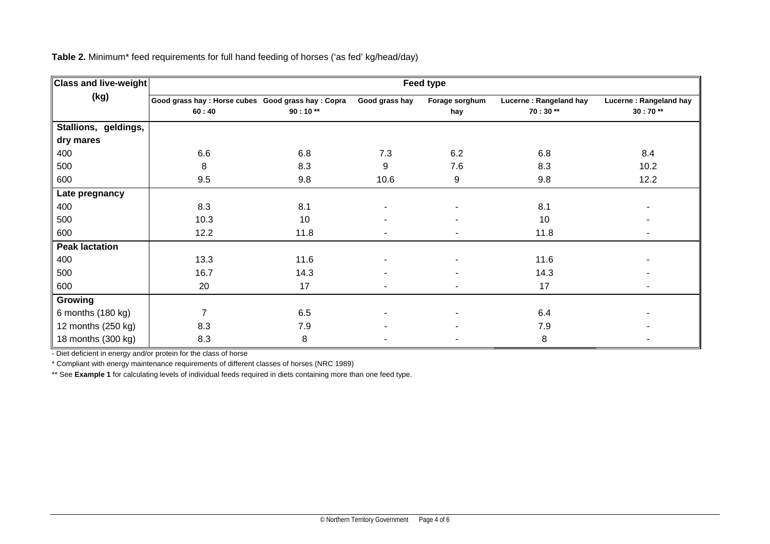**Table 2.** Minimum* feed requirements for full hand feeding of horses ('as fed' kg/head/day)

| Class and live-weight (kg) | Feed type | | | | | |
|---|---|---|---|---|---|---|
| | Good grass hay : Horse cubes 60 : 40 | Good grass hay : Copra 90 : 10 ** | Good grass hay | Forage sorghum hay | Lucerne : Rangeland hay 70 : 30 ** | Lucerne : Rangeland hay 30 : 70 ** |
| **Stallions, geldings, dry mares** | | | | | | |
| 400 | 6.6 | 6.8 | 7.3 | 6.2 | 6.8 | 8.4 |
| 500 | 8 | 8.3 | 9 | 7.6 | 8.3 | 10.2 |
| 600 | 9.5 | 9.8 | 10.6 | 9 | 9.8 | 12.2 |
| **Late pregnancy** | | | | | | |
| 400 | 8.3 | 8.1 | - | - | 8.1 | - |
| 500 | 10.3 | 10 | - | - | 10 | - |
| 600 | 12.2 | 11.8 | - | - | 11.8 | - |
| **Peak lactation** | | | | | | |
| 400 | 13.3 | 11.6 | - | - | 11.6 | - |
| 500 | 16.7 | 14.3 | - | - | 14.3 | - |
| 600 | 20 | 17 | - | - | 17 | - |
| **Growing** | | | | | | |
| 6 months (180 kg) | 7 | 6.5 | - | - | 6.4 | - |
| 12 months (250 kg) | 8.3 | 7.9 | - | - | 7.9 | - |
| 18 months (300 kg) | 8.3 | 8 | - | - | 8 | - |

- Diet deficient in energy and/or protein for the class of horse

* Compliant with energy maintenance requirements of different classes of horses (NRC 1989)

** See **Example 1** for calculating levels of individual feeds required in diets containing more than one feed type.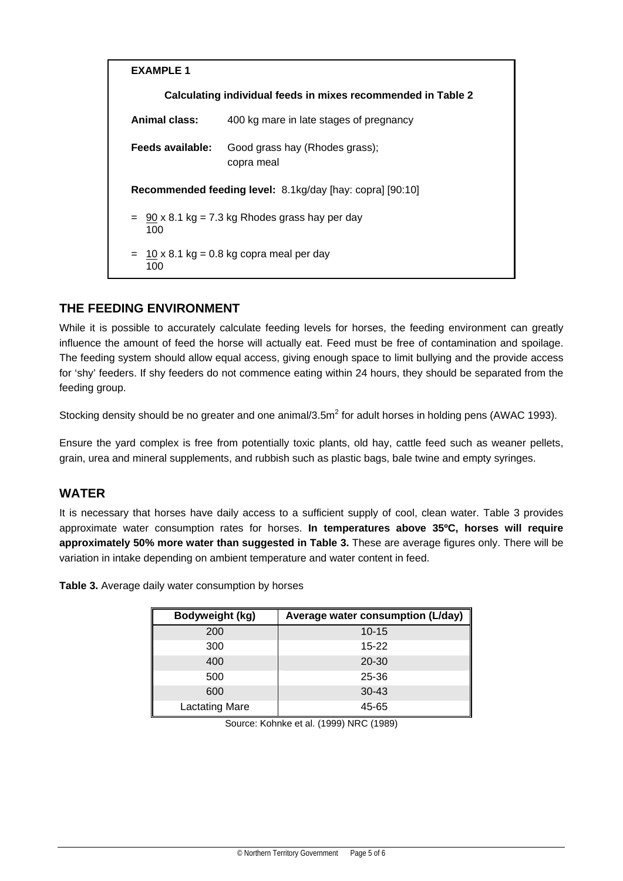**EXAMPLE 1**

**Calculating individual feeds in mixes recommended in Table 2**

**Animal class:** 400 kg mare in late stages of pregnancy

**Feeds available:** Good grass hay (Rhodes grass); copra meal

**Recommended feeding level:** 8.1kg/day [hay: copra] [90:10]

$= \frac{90}{100} \times 8.1$ kg = 7.3 kg Rhodes grass hay per day

$= \frac{10}{100} \times 8.1$ kg = 0.8 kg copra meal per day

## THE FEEDING ENVIRONMENT

While it is possible to accurately calculate feeding levels for horses, the feeding environment can greatly influence the amount of feed the horse will actually eat. Feed must be free of contamination and spoilage. The feeding system should allow equal access, giving enough space to limit bullying and the provide access for 'shy' feeders. If shy feeders do not commence eating within 24 hours, they should be separated from the feeding group.

Stocking density should be no greater and one animal/3.5m$^2$ for adult horses in holding pens (AWAC 1993).

Ensure the yard complex is free from potentially toxic plants, old hay, cattle feed such as weaner pellets, grain, urea and mineral supplements, and rubbish such as plastic bags, bale twine and empty syringes.

## WATER

It is necessary that horses have daily access to a sufficient supply of cool, clean water. Table 3 provides approximate water consumption rates for horses. **In temperatures above 35ºC, horses will require approximately 50% more water than suggested in Table 3.** These are average figures only. There will be variation in intake depending on ambient temperature and water content in feed.

**Table 3.** Average daily water consumption by horses

| Bodyweight (kg) | Average water consumption (L/day) |
|---|---|
| 200 | 10-15 |
| 300 | 15-22 |
| 400 | 20-30 |
| 500 | 25-36 |
| 600 | 30-43 |
| Lactating Mare | 45-65 |

Source: Kohnke et al. (1999) NRC (1989)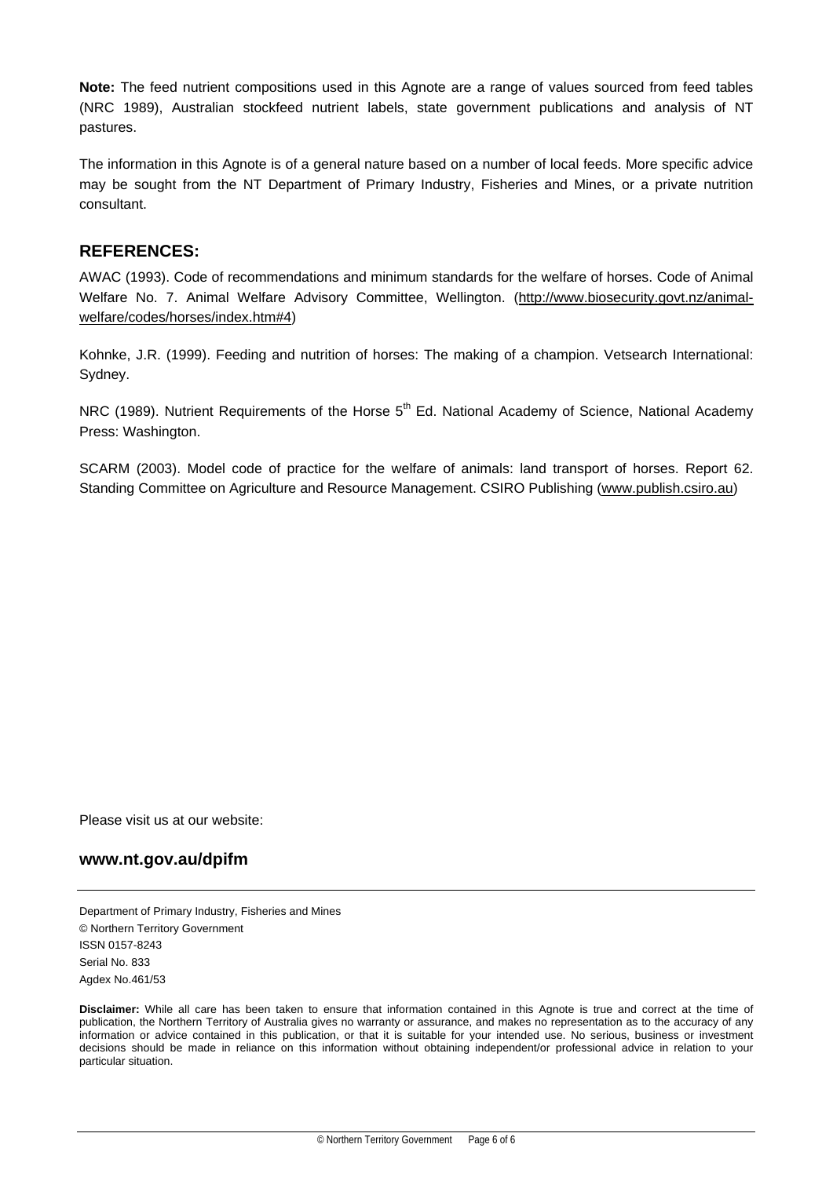**Note:** The feed nutrient compositions used in this Agnote are a range of values sourced from feed tables (NRC 1989), Australian stockfeed nutrient labels, state government publications and analysis of NT pastures.

The information in this Agnote is of a general nature based on a number of local feeds. More specific advice may be sought from the NT Department of Primary Industry, Fisheries and Mines, or a private nutrition consultant.

## REFERENCES:

AWAC (1993). Code of recommendations and minimum standards for the welfare of horses. Code of Animal Welfare No. 7. Animal Welfare Advisory Committee, Wellington. (http://www.biosecurity.govt.nz/animal-welfare/codes/horses/index.htm#4)

Kohnke, J.R. (1999). Feeding and nutrition of horses: The making of a champion. Vetsearch International: Sydney.

NRC (1989). Nutrient Requirements of the Horse 5th Ed. National Academy of Science, National Academy Press: Washington.

SCARM (2003). Model code of practice for the welfare of animals: land transport of horses. Report 62. Standing Committee on Agriculture and Resource Management. CSIRO Publishing (www.publish.csiro.au)

Please visit us at our website:

**www.nt.gov.au/dpifm**

Department of Primary Industry, Fisheries and Mines
© Northern Territory Government
ISSN 0157-8243
Serial No. 833
Agdex No.461/53

**Disclaimer:** While all care has been taken to ensure that information contained in this Agnote is true and correct at the time of publication, the Northern Territory of Australia gives no warranty or assurance, and makes no representation as to the accuracy of any information or advice contained in this publication, or that it is suitable for your intended use. No serious, business or investment decisions should be made in reliance on this information without obtaining independent/or professional advice in relation to your particular situation.